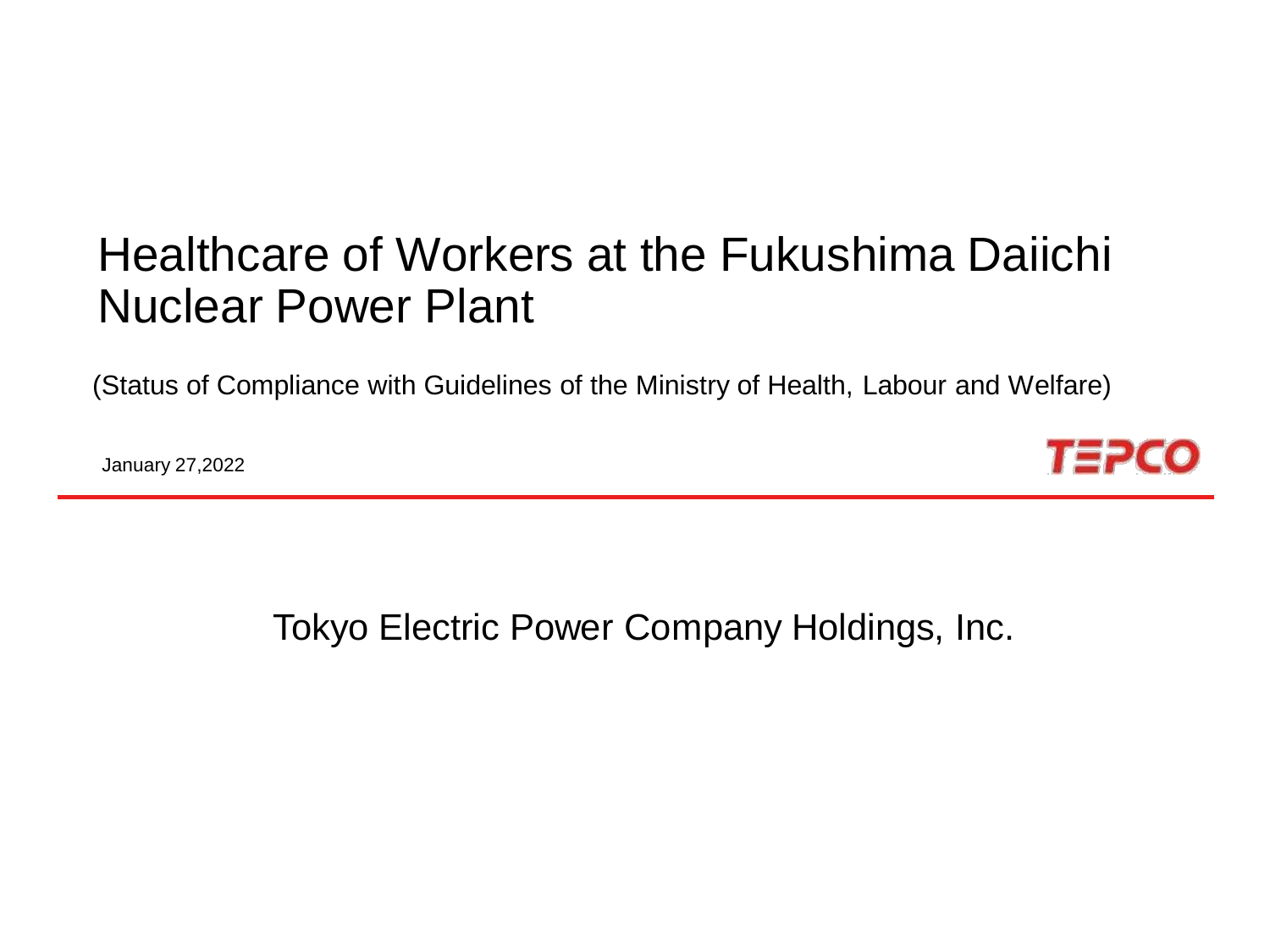# Healthcare of Workers at the Fukushima Daiichi Nuclear Power Plant

(Status of Compliance with Guidelines of the Ministry of Health, Labour and Welfare)

January 27,2022

TEPCO

Tokyo Electric Power Company Holdings, Inc.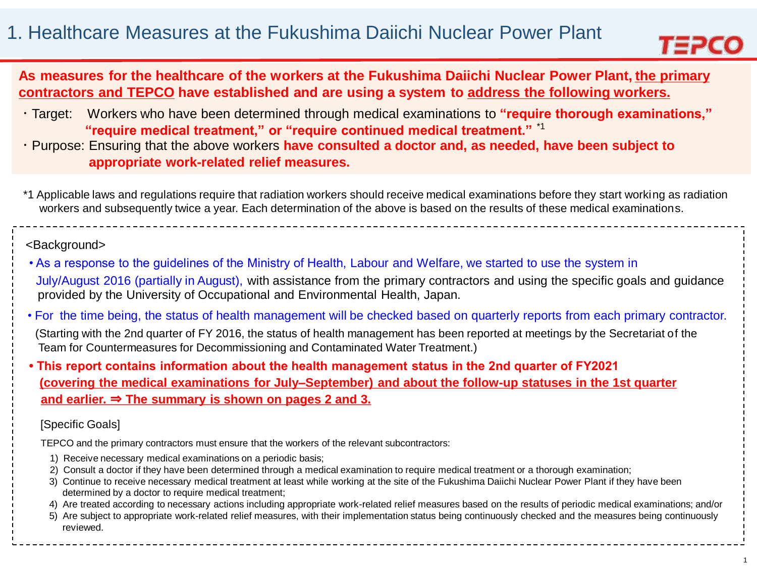# 1. Healthcare Measures at the Fukushima Daiichi Nuclear Power Plant

**As measures for the healthcare of the workers at the Fukushima Daiichi Nuclear Power Plant, the primary contractors and TEPCO have established and are using a system to address the following workers.**

- Target: Workers who have been determined through medical examinations to **"require thorough examinations," "require medical treatment," or "require continued medical treatment."** *1
- Purpose: Ensuring that the above workers **have consulted a doctor and, as needed, have been subject to appropriate work-related relief measures.**

*1 Applicable laws and regulations require that radiation workers should receive medical examinations before they start working as radiation workers and subsequently twice a year. Each determination of the above is based on the results of these medical examinations.

<Background>

- As a response to the guidelines of the Ministry of Health, Labour and Welfare, we started to use the system in July/August 2016 (partially in August), with assistance from the primary contractors and using the specific goals and guidance provided by the University of Occupational and Environmental Health, Japan.
- For the time being, the status of health management will be checked based on quarterly reports from each primary contractor. (Starting with the 2nd quarter of FY 2016, the status of health management has been reported at meetings by the Secretariat of the Team for Countermeasures for Decommissioning and Contaminated Water Treatment.)
- **This report contains information about the health management status in the 2nd quarter of FY2021 (covering the medical examinations for July–September) and about the follow-up statuses in the 1st quarter and earlier. ⇒ The summary is shown on pages 2 and 3.**

[Specific Goals]

TEPCO and the primary contractors must ensure that the workers of the relevant subcontractors:

1) Receive necessary medical examinations on a periodic basis;
2) Consult a doctor if they have been determined through a medical examination to require medical treatment or a thorough examination;
3) Continue to receive necessary medical treatment at least while working at the site of the Fukushima Daiichi Nuclear Power Plant if they have been determined by a doctor to require medical treatment;
4) Are treated according to necessary actions including appropriate work-related relief measures based on the results of periodic medical examinations; and/or
5) Are subject to appropriate work-related relief measures, with their implementation status being continuously checked and the measures being continuously reviewed.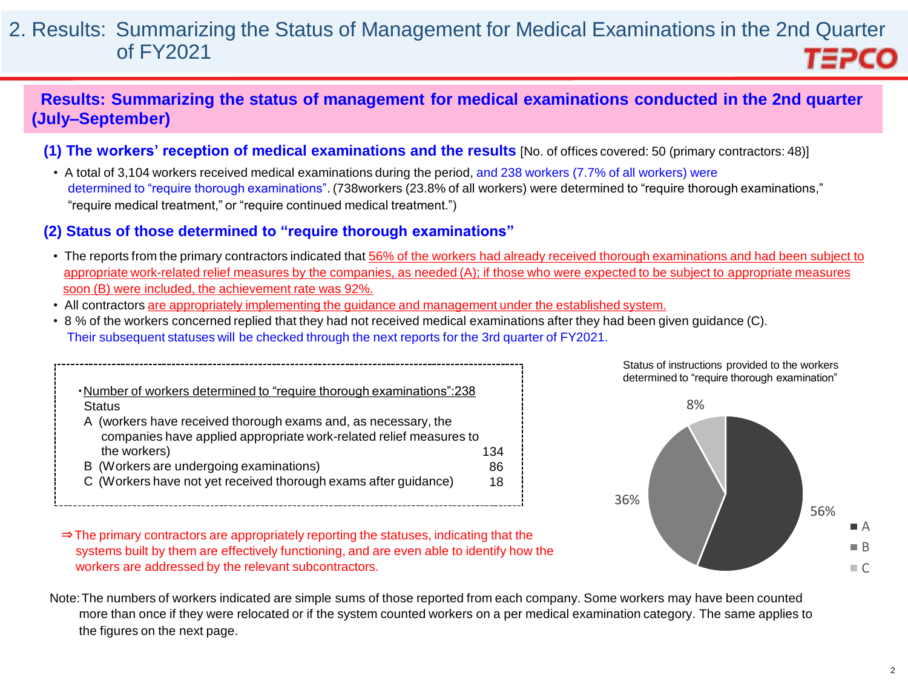# 2. Results: Summarizing the Status of Management for Medical Examinations in the 2nd Quarter of FY2021

## Results: Summarizing the status of management for medical examinations conducted in the 2nd quarter (July–September)

### (1) The workers' reception of medical examinations and the results [No. of offices covered: 50 (primary contractors: 48)]

- A total of 3,104 workers received medical examinations during the period, and 238 workers (7.7% of all workers) were determined to "require thorough examinations". (738workers (23.8% of all workers) were determined to "require thorough examinations," "require medical treatment," or "require continued medical treatment.")

### (2) Status of those determined to "require thorough examinations"

- The reports from the primary contractors indicated that 56% of the workers had already received thorough examinations and had been subject to appropriate work-related relief measures by the companies, as needed (A); if those who were expected to be subject to appropriate measures soon (B) were included, the achievement rate was 92%.
- All contractors are appropriately implementing the guidance and management under the established system.
- 8 % of the workers concerned replied that they had not received medical examinations after they had been given guidance (C). Their subsequent statuses will be checked through the next reports for the 3rd quarter of FY2021.

・Number of workers determined to "require thorough examinations":238

| Status | |
|---|---|
| A (workers have received thorough exams and, as necessary, the companies have applied appropriate work-related relief measures to the workers) | 134 |
| B (Workers are undergoing examinations) | 86 |
| C (Workers have not yet received thorough exams after guidance) | 18 |

⇒The primary contractors are appropriately reporting the statuses, indicating that the systems built by them are effectively functioning, and are even able to identify how the workers are addressed by the relevant subcontractors.

Status of instructions provided to the workers determined to "require thorough examination"

| | Share |
|---|---|
| A | 56% |
| B | 36% |
| C | 8% |

Note: The numbers of workers indicated are simple sums of those reported from each company. Some workers may have been counted more than once if they were relocated or if the system counted workers on a per medical examination category. The same applies to the figures on the next page.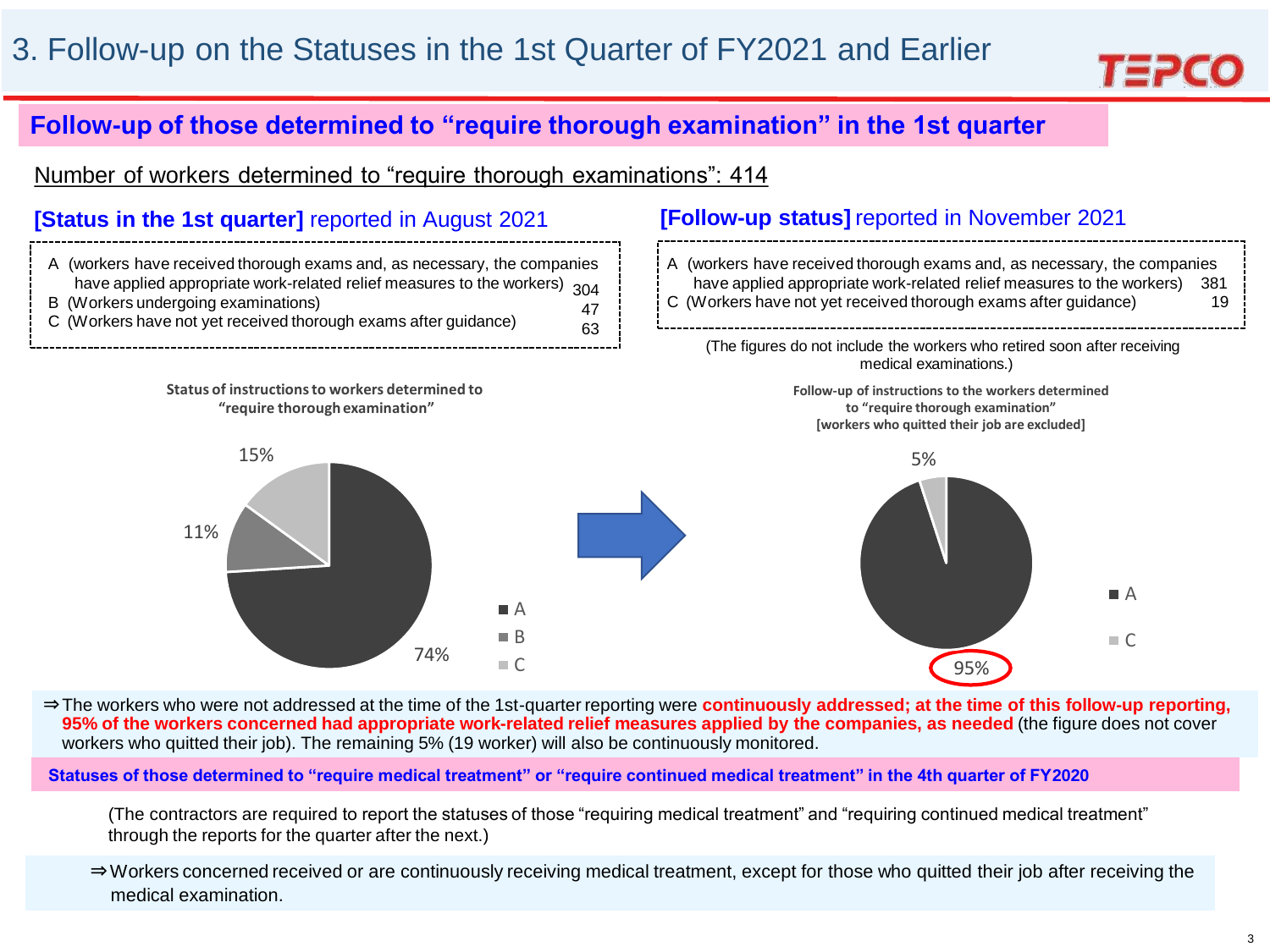# 3. Follow-up on the Statuses in the 1st Quarter of FY2021 and Earlier

## Follow-up of those determined to "require thorough examination" in the 1st quarter

Number of workers determined to "require thorough examinations": 414

**[Status in the 1st quarter]** reported in August 2021

| | | |
|---|---|---|
| A | (workers have received thorough exams and, as necessary, the companies have applied appropriate work-related relief measures to the workers) | 304 |
| B | (Workers undergoing examinations) | 47 |
| C | (Workers have not yet received thorough exams after guidance) | 63 |

**Status of instructions to workers determined to "require thorough examination"**

74%
11%
15%
A
B
C

**[Follow-up status]** reported in November 2021

| | | |
|---|---|---|
| A | (workers have received thorough exams and, as necessary, the companies have applied appropriate work-related relief measures to the workers) | 381 |
| C | (Workers have not yet received thorough exams after guidance) | 19 |

(The figures do not include the workers who retired soon after receiving medical examinations.)

**Follow-up of instructions to the workers determined to "require thorough examination" [workers who quitted their job are excluded]**

95%
5%
A
C

⇒The workers who were not addressed at the time of the 1st-quarter reporting were **continuously addressed; at the time of this follow-up reporting, 95% of the workers concerned had appropriate work-related relief measures applied by the companies, as needed** (the figure does not cover workers who quitted their job). The remaining 5% (19 worker) will also be continuously monitored.

## Statuses of those determined to "require medical treatment" or "require continued medical treatment" in the 4th quarter of FY2020

(The contractors are required to report the statuses of those "requiring medical treatment" and "requiring continued medical treatment" through the reports for the quarter after the next.)

⇒Workers concerned received or are continuously receiving medical treatment, except for those who quitted their job after receiving the medical examination.